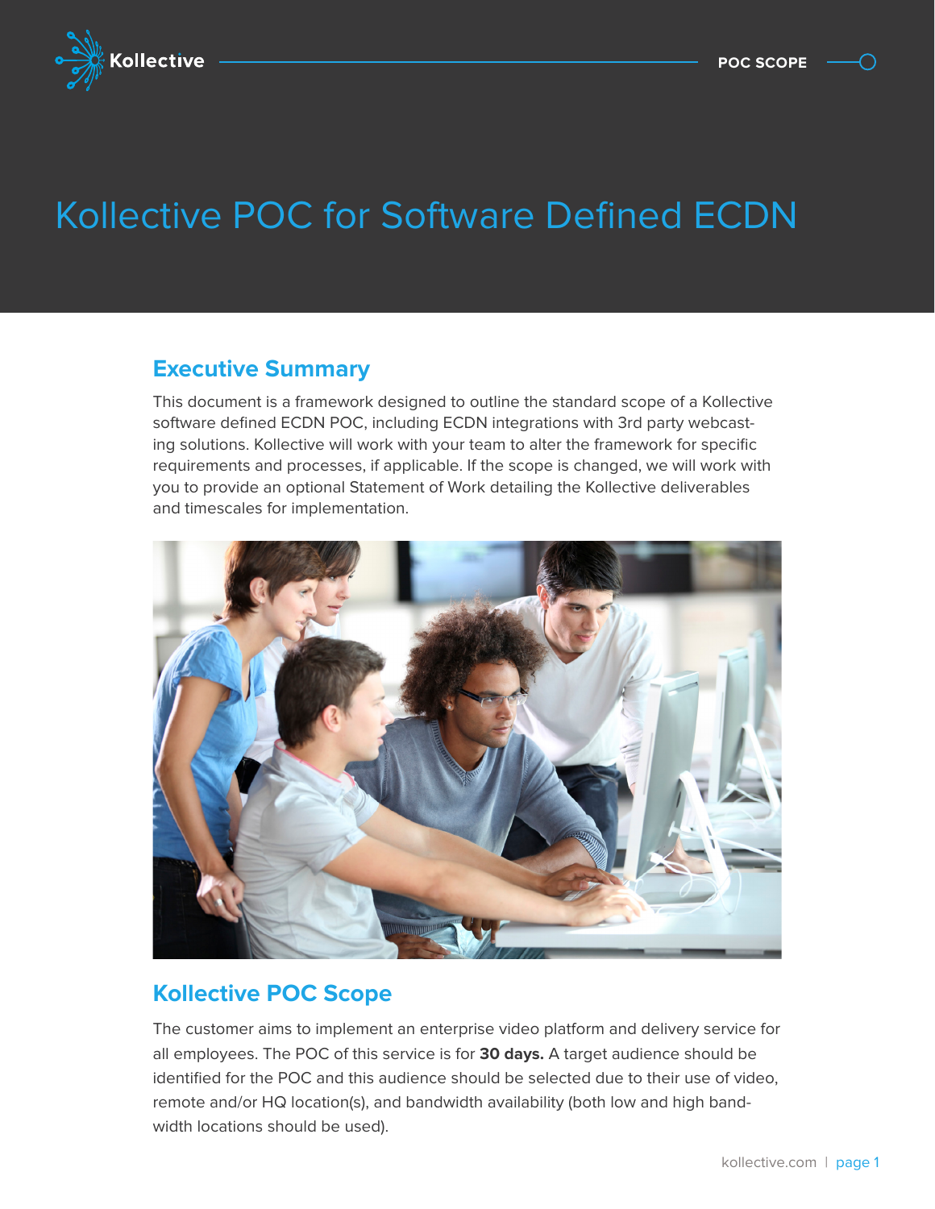# Kollective POC for Software Defined ECDN

## Executive Summary

This document is a framework designed to outline the standard scope of a Kollective software defined ECDN POC, including ECDN integrations with 3rd party webcasting solutions. Kollective will work with your team to alter the framework for specific requirements and processes, if applicable. If the scope is changed, we will work with you to provide an optional Statement of Work detailing the Kollective deliverables and timescales for implementation.

## Kollective POC Scope

The customer aims to implement an enterprise video platform and delivery service for all employees. The POC of this service is for **30 days.** A target audience should be identified for the POC and this audience should be selected due to their use of video, remote and/or HQ location(s), and bandwidth availability (both low and high bandwidth locations should be used).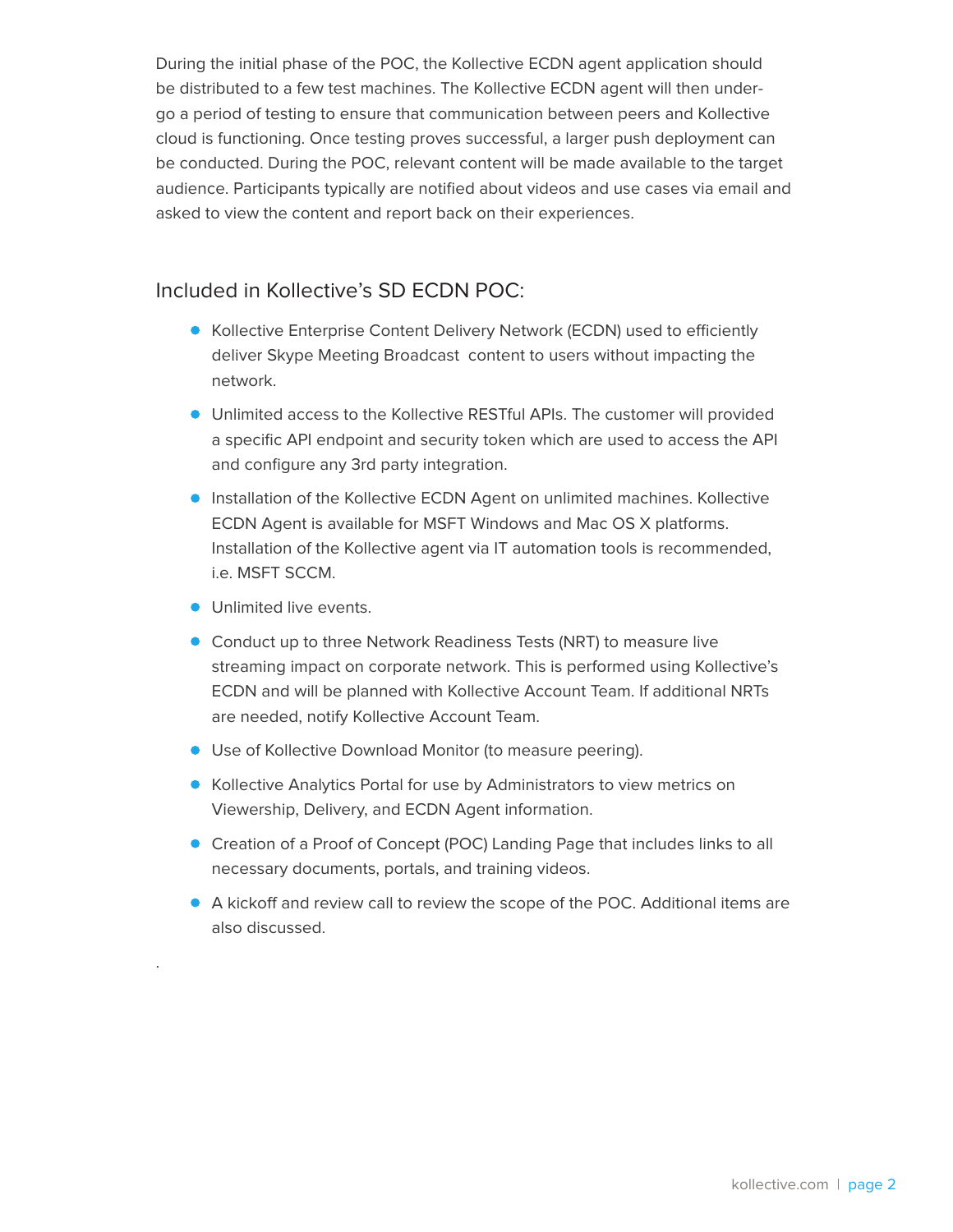During the initial phase of the POC, the Kollective ECDN agent application should be distributed to a few test machines. The Kollective ECDN agent will then undergo a period of testing to ensure that communication between peers and Kollective cloud is functioning. Once testing proves successful, a larger push deployment can be conducted. During the POC, relevant content will be made available to the target audience. Participants typically are notified about videos and use cases via email and asked to view the content and report back on their experiences.

## Included in Kollective's SD ECDN POC:

- Kollective Enterprise Content Delivery Network (ECDN) used to efficiently deliver Skype Meeting Broadcast content to users without impacting the network.
- Unlimited access to the Kollective RESTful APIs. The customer will provided a specific API endpoint and security token which are used to access the API and configure any 3rd party integration.
- Installation of the Kollective ECDN Agent on unlimited machines. Kollective ECDN Agent is available for MSFT Windows and Mac OS X platforms. Installation of the Kollective agent via IT automation tools is recommended, i.e. MSFT SCCM.
- Unlimited live events.
- Conduct up to three Network Readiness Tests (NRT) to measure live streaming impact on corporate network. This is performed using Kollective's ECDN and will be planned with Kollective Account Team. If additional NRTs are needed, notify Kollective Account Team.
- Use of Kollective Download Monitor (to measure peering).
- Kollective Analytics Portal for use by Administrators to view metrics on Viewership, Delivery, and ECDN Agent information.
- Creation of a Proof of Concept (POC) Landing Page that includes links to all necessary documents, portals, and training videos.
- A kickoff and review call to review the scope of the POC. Additional items are also discussed.

.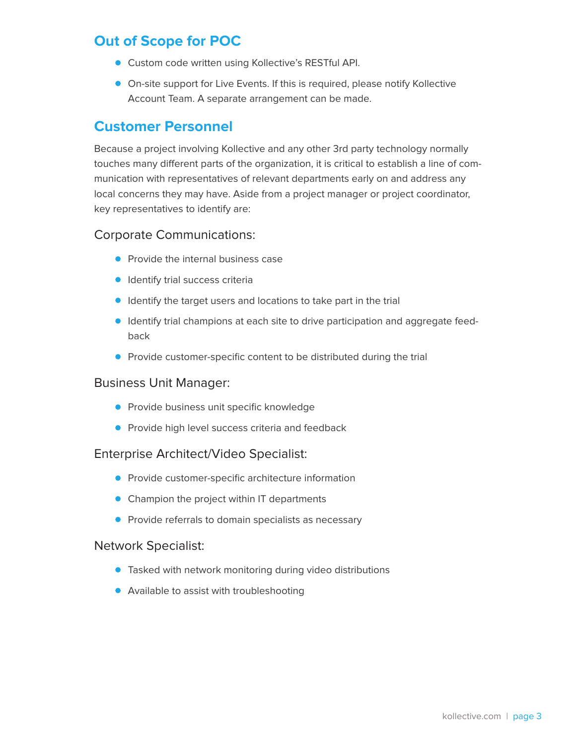## Out of Scope for POC

- Custom code written using Kollective's RESTful API.
- On-site support for Live Events. If this is required, please notify Kollective Account Team. A separate arrangement can be made.

## Customer Personnel

Because a project involving Kollective and any other 3rd party technology normally touches many different parts of the organization, it is critical to establish a line of communication with representatives of relevant departments early on and address any local concerns they may have. Aside from a project manager or project coordinator, key representatives to identify are:

### Corporate Communications:

- Provide the internal business case
- Identify trial success criteria
- Identify the target users and locations to take part in the trial
- Identify trial champions at each site to drive participation and aggregate feedback
- Provide customer-specific content to be distributed during the trial

### Business Unit Manager:

- Provide business unit specific knowledge
- Provide high level success criteria and feedback

### Enterprise Architect/Video Specialist:

- Provide customer-specific architecture information
- Champion the project within IT departments
- Provide referrals to domain specialists as necessary

### Network Specialist:

- Tasked with network monitoring during video distributions
- Available to assist with troubleshooting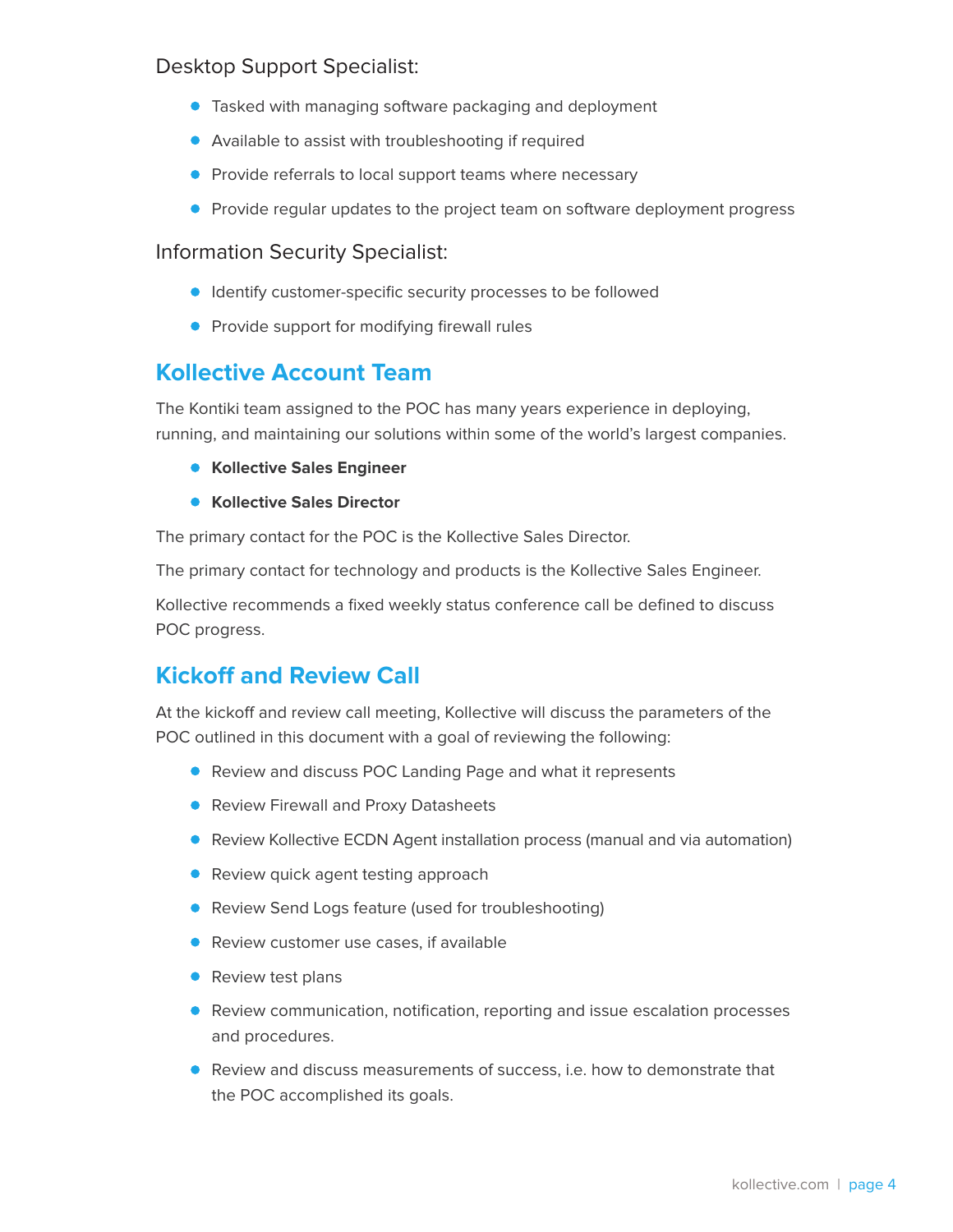### Desktop Support Specialist:

- Tasked with managing software packaging and deployment
- Available to assist with troubleshooting if required
- Provide referrals to local support teams where necessary
- Provide regular updates to the project team on software deployment progress

### Information Security Specialist:

- Identify customer-specific security processes to be followed
- Provide support for modifying firewall rules

## Kollective Account Team

The Kontiki team assigned to the POC has many years experience in deploying, running, and maintaining our solutions within some of the world's largest companies.

- **Kollective Sales Engineer**
- **Kollective Sales Director**

The primary contact for the POC is the Kollective Sales Director.

The primary contact for technology and products is the Kollective Sales Engineer.

Kollective recommends a fixed weekly status conference call be defined to discuss POC progress.

## Kickoff and Review Call

At the kickoff and review call meeting, Kollective will discuss the parameters of the POC outlined in this document with a goal of reviewing the following:

- Review and discuss POC Landing Page and what it represents
- Review Firewall and Proxy Datasheets
- Review Kollective ECDN Agent installation process (manual and via automation)
- Review quick agent testing approach
- Review Send Logs feature (used for troubleshooting)
- Review customer use cases, if available
- Review test plans
- Review communication, notification, reporting and issue escalation processes and procedures.
- Review and discuss measurements of success, i.e. how to demonstrate that the POC accomplished its goals.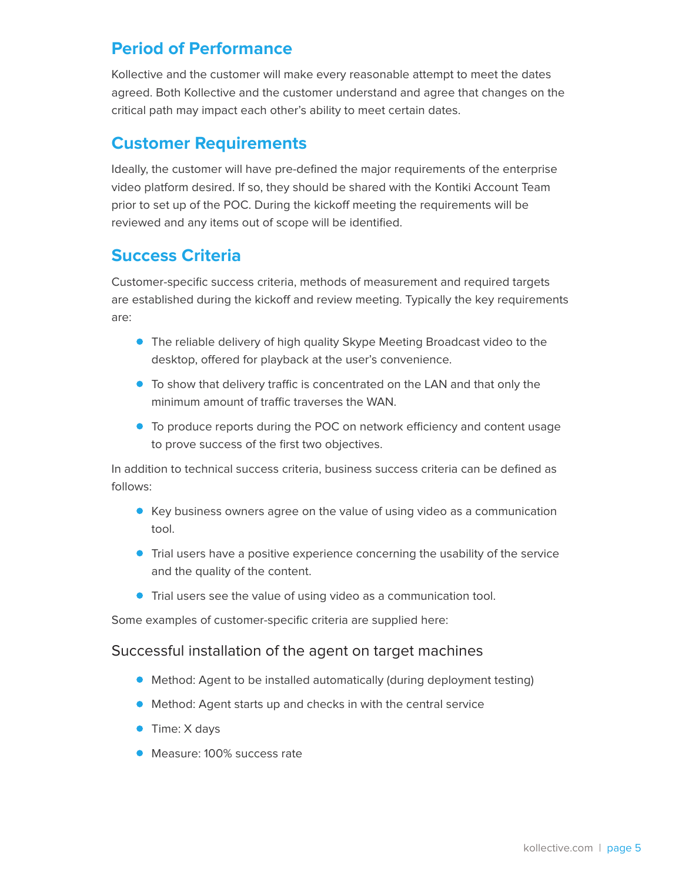## Period of Performance

Kollective and the customer will make every reasonable attempt to meet the dates agreed. Both Kollective and the customer understand and agree that changes on the critical path may impact each other's ability to meet certain dates.

## Customer Requirements

Ideally, the customer will have pre-defined the major requirements of the enterprise video platform desired. If so, they should be shared with the Kontiki Account Team prior to set up of the POC. During the kickoff meeting the requirements will be reviewed and any items out of scope will be identified.

## Success Criteria

Customer-specific success criteria, methods of measurement and required targets are established during the kickoff and review meeting. Typically the key requirements are:

- The reliable delivery of high quality Skype Meeting Broadcast video to the desktop, offered for playback at the user's convenience.
- To show that delivery traffic is concentrated on the LAN and that only the minimum amount of traffic traverses the WAN.
- To produce reports during the POC on network efficiency and content usage to prove success of the first two objectives.

In addition to technical success criteria, business success criteria can be defined as follows:

- Key business owners agree on the value of using video as a communication tool.
- Trial users have a positive experience concerning the usability of the service and the quality of the content.
- Trial users see the value of using video as a communication tool.

Some examples of customer-specific criteria are supplied here:

### Successful installation of the agent on target machines

- Method: Agent to be installed automatically (during deployment testing)
- Method: Agent starts up and checks in with the central service
- Time: X days
- Measure: 100% success rate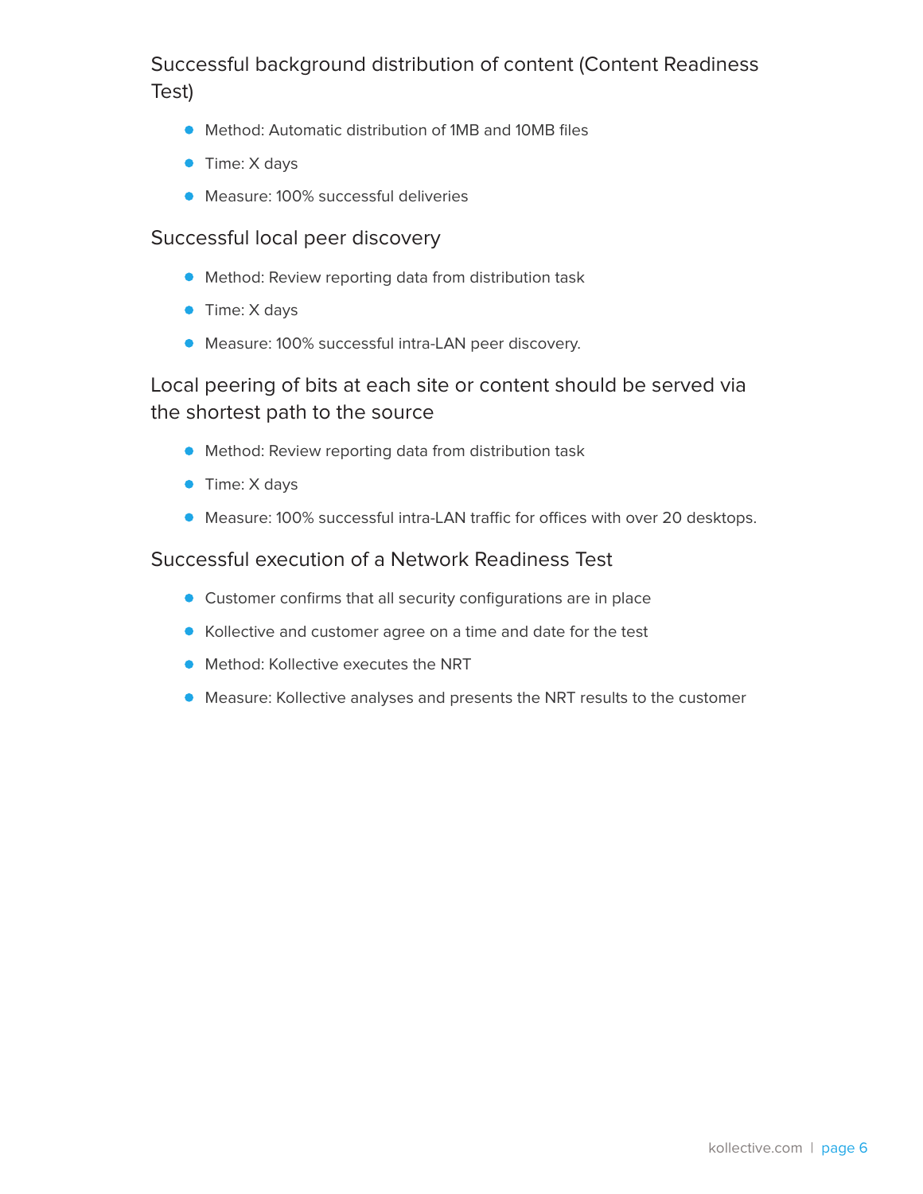### Successful background distribution of content (Content Readiness Test)

- Method: Automatic distribution of 1MB and 10MB files
- Time: X days
- Measure: 100% successful deliveries

### Successful local peer discovery

- Method: Review reporting data from distribution task
- Time: X days
- Measure: 100% successful intra-LAN peer discovery.

### Local peering of bits at each site or content should be served via the shortest path to the source

- Method: Review reporting data from distribution task
- Time: X days
- Measure: 100% successful intra-LAN traffic for offices with over 20 desktops.

### Successful execution of a Network Readiness Test

- Customer confirms that all security configurations are in place
- Kollective and customer agree on a time and date for the test
- Method: Kollective executes the NRT
- Measure: Kollective analyses and presents the NRT results to the customer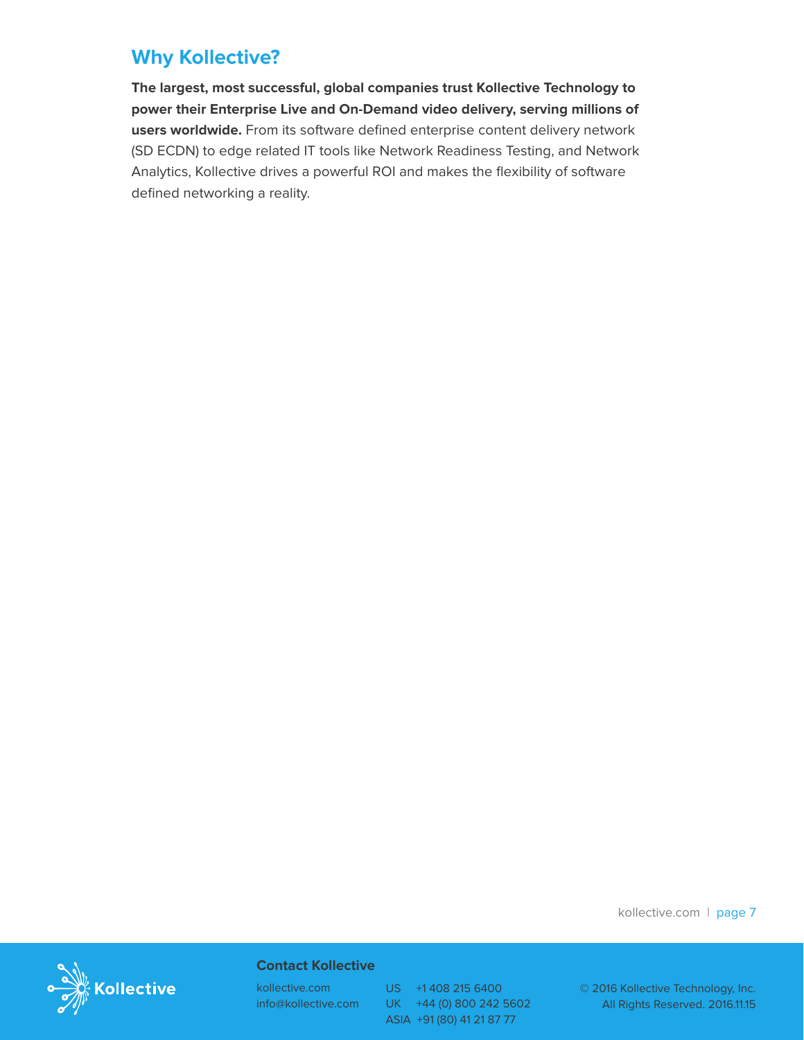## Why Kollective?

**The largest, most successful, global companies trust Kollective Technology to power their Enterprise Live and On-Demand video delivery, serving millions of users worldwide.** From its software defined enterprise content delivery network (SD ECDN) to edge related IT tools like Network Readiness Testing, and Network Analytics, Kollective drives a powerful ROI and makes the flexibility of software defined networking a reality.

**Contact Kollective**

kollective.com
info@kollective.com

US +1 408 215 6400
UK +44 (0) 800 242 5602
ASIA +91 (80) 41 21 87 77

© 2016 Kollective Technology, Inc. All Rights Reserved. 2016.11.15